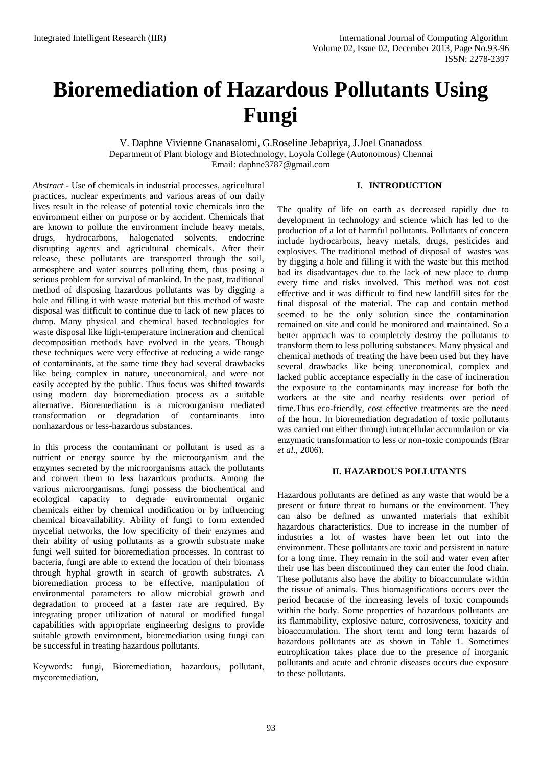# Bioremediation of Hazardous Pollutants Using Fungi

V. Daphne Vivienne Gnanasalomi, G.Roseline Jebapriya, J.Joel Gnanadoss
Department of Plant biology and Biotechnology, Loyola College (Autonomous) Chennai
Email: daphne3787@gmail.com

*Abstract* - Use of chemicals in industrial processes, agricultural practices, nuclear experiments and various areas of our daily lives result in the release of potential toxic chemicals into the environment either on purpose or by accident. Chemicals that are known to pollute the environment include heavy metals, drugs, hydrocarbons, halogenated solvents, endocrine disrupting agents and agricultural chemicals. After their release, these pollutants are transported through the soil, atmosphere and water sources polluting them, thus posing a serious problem for survival of mankind. In the past, traditional method of disposing hazardous pollutants was by digging a hole and filling it with waste material but this method of waste disposal was difficult to continue due to lack of new places to dump. Many physical and chemical based technologies for waste disposal like high-temperature incineration and chemical decomposition methods have evolved in the years. Though these techniques were very effective at reducing a wide range of contaminants, at the same time they had several drawbacks like being complex in nature, uneconomical, and were not easily accepted by the public. Thus focus was shifted towards using modern day bioremediation process as a suitable alternative. Bioremediation is a microorganism mediated transformation or degradation of contaminants into nonhazardous or less-hazardous substances.

In this process the contaminant or pollutant is used as a nutrient or energy source by the microorganism and the enzymes secreted by the microorganisms attack the pollutants and convert them to less hazardous products. Among the various microorganisms, fungi possess the biochemical and ecological capacity to degrade environmental organic chemicals either by chemical modification or by influencing chemical bioavailability. Ability of fungi to form extended mycelial networks, the low specificity of their enzymes and their ability of using pollutants as a growth substrate make fungi well suited for bioremediation processes. In contrast to bacteria, fungi are able to extend the location of their biomass through hyphal growth in search of growth substrates. A bioremediation process to be effective, manipulation of environmental parameters to allow microbial growth and degradation to proceed at a faster rate are required. By integrating proper utilization of natural or modified fungal capabilities with appropriate engineering designs to provide suitable growth environment, bioremediation using fungi can be successful in treating hazardous pollutants.

Keywords: fungi, Bioremediation, hazardous, pollutant, mycoremediation,

## I. INTRODUCTION

The quality of life on earth as decreased rapidly due to development in technology and science which has led to the production of a lot of harmful pollutants. Pollutants of concern include hydrocarbons, heavy metals, drugs, pesticides and explosives. The traditional method of disposal of wastes was by digging a hole and filling it with the waste but this method had its disadvantages due to the lack of new place to dump every time and risks involved. This method was not cost effective and it was difficult to find new landfill sites for the final disposal of the material. The cap and contain method seemed to be the only solution since the contamination remained on site and could be monitored and maintained. So a better approach was to completely destroy the pollutants to transform them to less polluting substances. Many physical and chemical methods of treating the have been used but they have several drawbacks like being uneconomical, complex and lacked public acceptance especially in the case of incineration the exposure to the contaminants may increase for both the workers at the site and nearby residents over period of time.Thus eco-friendly, cost effective treatments are the need of the hour. In bioremediation degradation of toxic pollutants was carried out either through intracellular accumulation or via enzymatic transformation to less or non-toxic compounds (Brar *et al.,* 2006).

## II. HAZARDOUS POLLUTANTS

Hazardous pollutants are defined as any waste that would be a present or future threat to humans or the environment. They can also be defined as unwanted materials that exhibit hazardous characteristics. Due to increase in the number of industries a lot of wastes have been let out into the environment. These pollutants are toxic and persistent in nature for a long time. They remain in the soil and water even after their use has been discontinued they can enter the food chain. These pollutants also have the ability to bioaccumulate within the tissue of animals. Thus biomagnifications occurs over the period because of the increasing levels of toxic compounds within the body. Some properties of hazardous pollutants are its flammability, explosive nature, corrosiveness, toxicity and bioaccumulation. The short term and long term hazards of hazardous pollutants are as shown in Table 1. Sometimes eutrophication takes place due to the presence of inorganic pollutants and acute and chronic diseases occurs due exposure to these pollutants.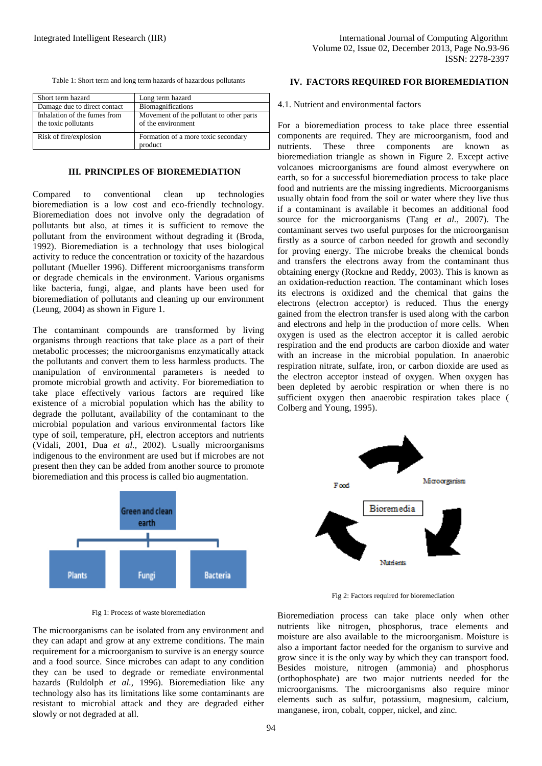Table 1: Short term and long term hazards of hazardous pollutants

| Short term hazard | Long term hazard |
|---|---|
| Damage due to direct contact | Biomagnifications |
| Inhalation of the fumes from the toxic pollutants | Movement of the pollutant to other parts of the environment |
| Risk of fire/explosion | Formation of a more toxic secondary product |

## III. PRINCIPLES OF BIOREMEDIATION

Compared to conventional clean up technologies bioremediation is a low cost and eco-friendly technology. Bioremediation does not involve only the degradation of pollutants but also, at times it is sufficient to remove the pollutant from the environment without degrading it (Broda, 1992). Bioremediation is a technology that uses biological activity to reduce the concentration or toxicity of the hazardous pollutant (Mueller 1996). Different microorganisms transform or degrade chemicals in the environment. Various organisms like bacteria, fungi, algae, and plants have been used for bioremediation of pollutants and cleaning up our environment (Leung, 2004) as shown in Figure 1.

The contaminant compounds are transformed by living organisms through reactions that take place as a part of their metabolic processes; the microorganisms enzymatically attack the pollutants and convert them to less harmless products. The manipulation of environmental parameters is needed to promote microbial growth and activity. For bioremediation to take place effectively various factors are required like existence of a microbial population which has the ability to degrade the pollutant, availability of the contaminant to the microbial population and various environmental factors like type of soil, temperature, pH, electron acceptors and nutrients (Vidali, 2001, Dua *et al.,* 2002). Usually microorganisms indigenous to the environment are used but if microbes are not present then they can be added from another source to promote bioremediation and this process is called bio augmentation.

Green and clean earth

Plants | Fungi | Bacteria

Fig 1: Process of waste bioremediation

The microorganisms can be isolated from any environment and they can adapt and grow at any extreme conditions. The main requirement for a microorganism to survive is an energy source and a food source. Since microbes can adapt to any condition they can be used to degrade or remediate environmental hazards (Ruldolph *et al.,* 1996). Bioremediation like any technology also has its limitations like some contaminants are resistant to microbial attack and they are degraded either slowly or not degraded at all.

## IV. FACTORS REQUIRED FOR BIOREMEDIATION

### 4.1. Nutrient and environmental factors

For a bioremediation process to take place three essential components are required. They are microorganism, food and nutrients. These three components are known as bioremediation triangle as shown in Figure 2. Except active volcanoes microorganisms are found almost everywhere on earth, so for a successful bioremediation process to take place food and nutrients are the missing ingredients. Microorganisms usually obtain food from the soil or water where they live thus if a contaminant is available it becomes an additional food source for the microorganisms (Tang *et al.,* 2007). The contaminant serves two useful purposes for the microorganism firstly as a source of carbon needed for growth and secondly for proving energy. The microbe breaks the chemical bonds and transfers the electrons away from the contaminant thus obtaining energy (Rockne and Reddy, 2003). This is known as an oxidation-reduction reaction. The contaminant which loses its electrons is oxidized and the chemical that gains the electrons (electron acceptor) is reduced. Thus the energy gained from the electron transfer is used along with the carbon and electrons and help in the production of more cells. When oxygen is used as the electron acceptor it is called aerobic respiration and the end products are carbon dioxide and water with an increase in the microbial population. In anaerobic respiration nitrate, sulfate, iron, or carbon dioxide are used as the electron acceptor instead of oxygen. When oxygen has been depleted by aerobic respiration or when there is no sufficient oxygen then anaerobic respiration takes place ( Colberg and Young, 1995).

Food | Microorganism | Bioremedia | Nutrients

Fig 2: Factors required for bioremediation

Bioremediation process can take place only when other nutrients like nitrogen, phosphorus, trace elements and moisture are also available to the microorganism. Moisture is also a important factor needed for the organism to survive and grow since it is the only way by which they can transport food. Besides moisture, nitrogen (ammonia) and phosphorus (orthophosphate) are two major nutrients needed for the microorganisms. The microorganisms also require minor elements such as sulfur, potassium, magnesium, calcium, manganese, iron, cobalt, copper, nickel, and zinc.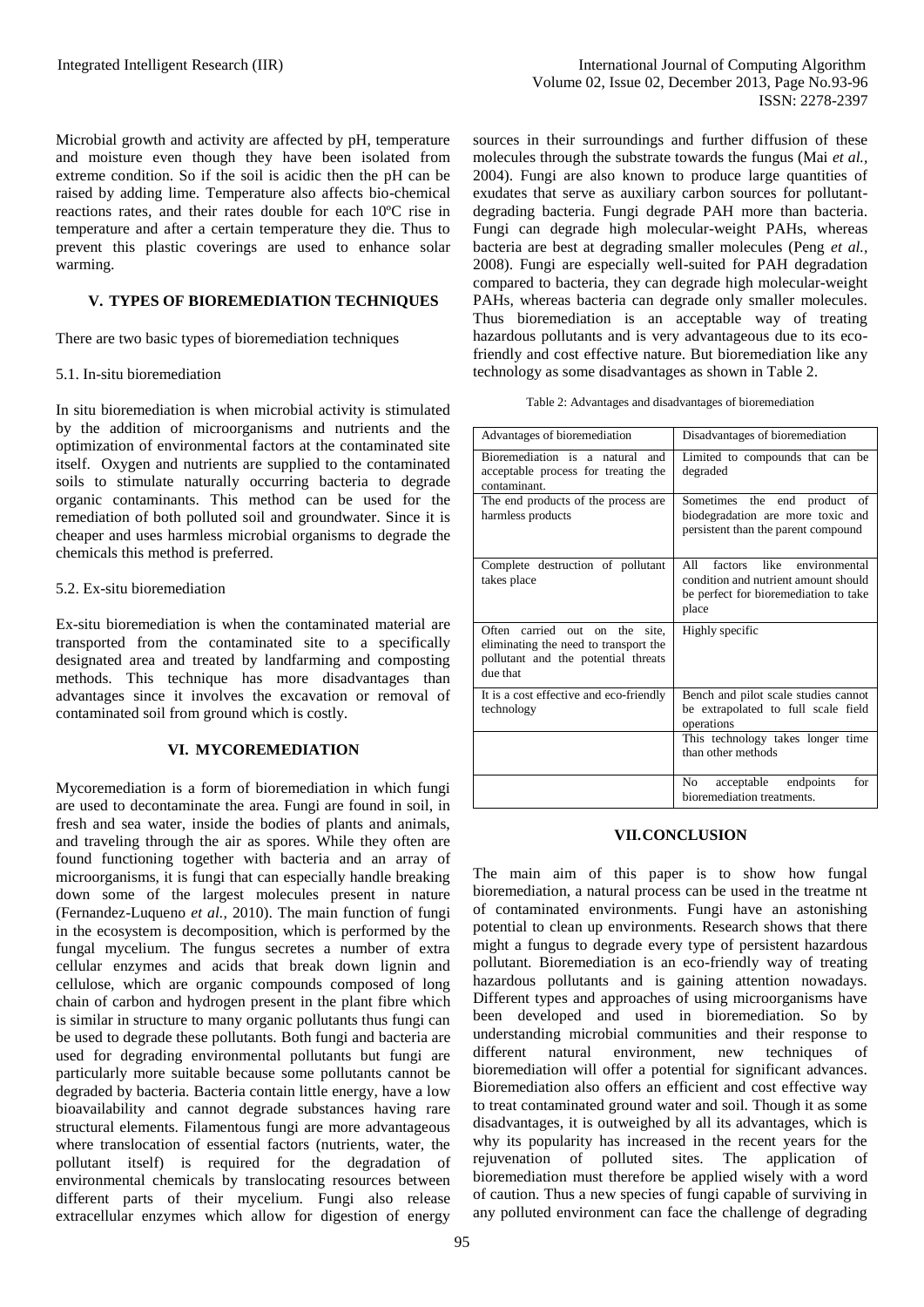Microbial growth and activity are affected by pH, temperature and moisture even though they have been isolated from extreme condition. So if the soil is acidic then the pH can be raised by adding lime. Temperature also affects bio-chemical reactions rates, and their rates double for each 10ºC rise in temperature and after a certain temperature they die. Thus to prevent this plastic coverings are used to enhance solar warming.

## V. TYPES OF BIOREMEDIATION TECHNIQUES

There are two basic types of bioremediation techniques

### 5.1. In-situ bioremediation

In situ bioremediation is when microbial activity is stimulated by the addition of microorganisms and nutrients and the optimization of environmental factors at the contaminated site itself. Oxygen and nutrients are supplied to the contaminated soils to stimulate naturally occurring bacteria to degrade organic contaminants. This method can be used for the remediation of both polluted soil and groundwater. Since it is cheaper and uses harmless microbial organisms to degrade the chemicals this method is preferred.

### 5.2. Ex-situ bioremediation

Ex-situ bioremediation is when the contaminated material are transported from the contaminated site to a specifically designated area and treated by landfarming and composting methods. This technique has more disadvantages than advantages since it involves the excavation or removal of contaminated soil from ground which is costly.

## VI. MYCOREMEDIATION

Mycoremediation is a form of bioremediation in which fungi are used to decontaminate the area. Fungi are found in soil, in fresh and sea water, inside the bodies of plants and animals, and traveling through the air as spores. While they often are found functioning together with bacteria and an array of microorganisms, it is fungi that can especially handle breaking down some of the largest molecules present in nature (Fernandez-Luqueno *et al.,* 2010). The main function of fungi in the ecosystem is decomposition, which is performed by the fungal mycelium. The fungus secretes a number of extra cellular enzymes and acids that break down lignin and cellulose, which are organic compounds composed of long chain of carbon and hydrogen present in the plant fibre which is similar in structure to many organic pollutants thus fungi can be used to degrade these pollutants. Both fungi and bacteria are used for degrading environmental pollutants but fungi are particularly more suitable because some pollutants cannot be degraded by bacteria. Bacteria contain little energy, have a low bioavailability and cannot degrade substances having rare structural elements. Filamentous fungi are more advantageous where translocation of essential factors (nutrients, water, the pollutant itself) is required for the degradation of environmental chemicals by translocating resources between different parts of their mycelium. Fungi also release extracellular enzymes which allow for digestion of energy sources in their surroundings and further diffusion of these molecules through the substrate towards the fungus (Mai *et al.,* 2004). Fungi are also known to produce large quantities of exudates that serve as auxiliary carbon sources for pollutant-degrading bacteria. Fungi degrade PAH more than bacteria. Fungi can degrade high molecular-weight PAHs, whereas bacteria are best at degrading smaller molecules (Peng *et al.,* 2008). Fungi are especially well-suited for PAH degradation compared to bacteria, they can degrade high molecular-weight PAHs, whereas bacteria can degrade only smaller molecules. Thus bioremediation is an acceptable way of treating hazardous pollutants and is very advantageous due to its eco-friendly and cost effective nature. But bioremediation like any technology as some disadvantages as shown in Table 2.

Table 2: Advantages and disadvantages of bioremediation

| Advantages of bioremediation | Disadvantages of bioremediation |
|---|---|
| Bioremediation is a natural and acceptable process for treating the contaminant. | Limited to compounds that can be degraded |
| The end products of the process are harmless products | Sometimes the end product of biodegradation are more toxic and persistent than the parent compound |
| Complete destruction of pollutant takes place | All factors like environmental condition and nutrient amount should be perfect for bioremediation to take place |
| Often carried out on the site, eliminating the need to transport the pollutant and the potential threats due that | Highly specific |
| It is a cost effective and eco-friendly technology | Bench and pilot scale studies cannot be extrapolated to full scale field operations |
| | This technology takes longer time than other methods |
| | No acceptable endpoints for bioremediation treatments. |

## VII. CONCLUSION

The main aim of this paper is to show how fungal bioremediation, a natural process can be used in the treatme nt of contaminated environments. Fungi have an astonishing potential to clean up environments. Research shows that there might a fungus to degrade every type of persistent hazardous pollutant. Bioremediation is an eco-friendly way of treating hazardous pollutants and is gaining attention nowadays. Different types and approaches of using microorganisms have been developed and used in bioremediation. So by understanding microbial communities and their response to different natural environment, new techniques of bioremediation will offer a potential for significant advances. Bioremediation also offers an efficient and cost effective way to treat contaminated ground water and soil. Though it as some disadvantages, it is outweighed by all its advantages, which is why its popularity has increased in the recent years for the rejuvenation of polluted sites. The application of bioremediation must therefore be applied wisely with a word of caution. Thus a new species of fungi capable of surviving in any polluted environment can face the challenge of degrading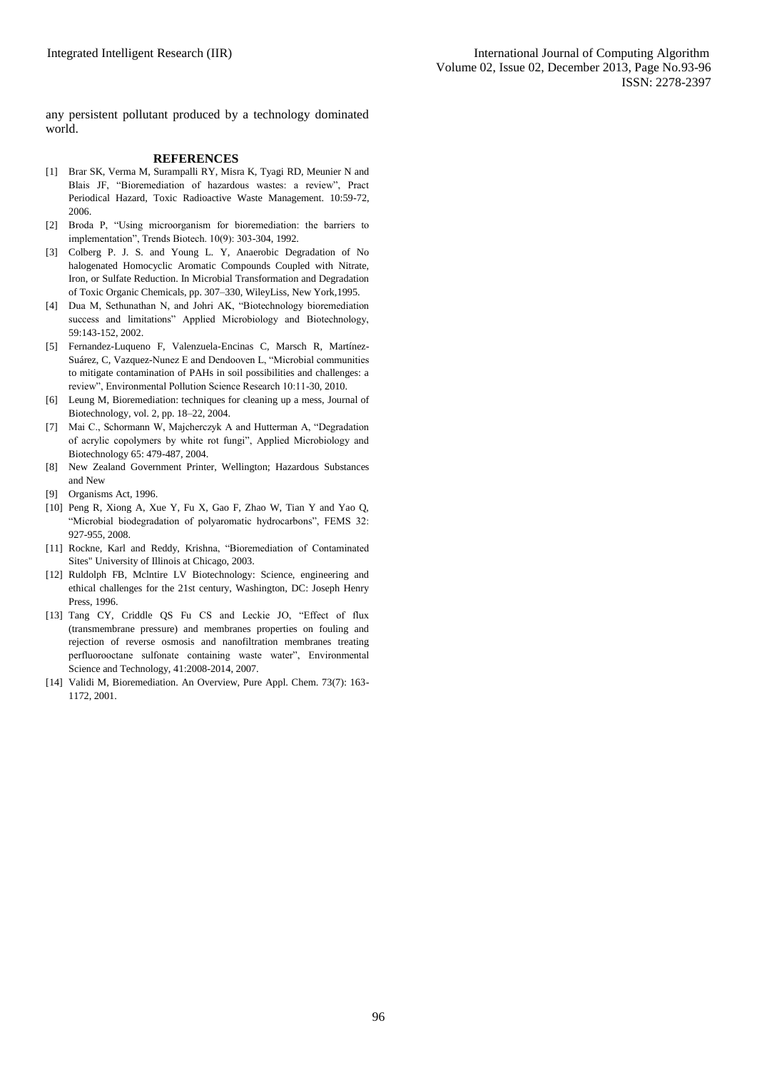any persistent pollutant produced by a technology dominated world.

## REFERENCES

[1] Brar SK, Verma M, Surampalli RY, Misra K, Tyagi RD, Meunier N and Blais JF, "Bioremediation of hazardous wastes: a review", Pract Periodical Hazard, Toxic Radioactive Waste Management. 10:59-72, 2006.

[2] Broda P, "Using microorganism for bioremediation: the barriers to implementation", Trends Biotech. 10(9): 303-304, 1992.

[3] Colberg P. J. S. and Young L. Y, Anaerobic Degradation of No halogenated Homocyclic Aromatic Compounds Coupled with Nitrate, Iron, or Sulfate Reduction. In Microbial Transformation and Degradation of Toxic Organic Chemicals, pp. 307–330, WileyLiss, New York,1995.

[4] Dua M, Sethunathan N, and Johri AK, "Biotechnology bioremediation success and limitations" Applied Microbiology and Biotechnology, 59:143-152, 2002.

[5] Fernandez-Luqueno F, Valenzuela-Encinas C, Marsch R, Martínez-Suárez, C, Vazquez-Nunez E and Dendooven L, "Microbial communities to mitigate contamination of PAHs in soil possibilities and challenges: a review", Environmental Pollution Science Research 10:11-30, 2010.

[6] Leung M, Bioremediation: techniques for cleaning up a mess, Journal of Biotechnology, vol. 2, pp. 18–22, 2004.

[7] Mai C., Schormann W, Majcherczyk A and Hutterman A, "Degradation of acrylic copolymers by white rot fungi", Applied Microbiology and Biotechnology 65: 479-487, 2004.

[8] New Zealand Government Printer, Wellington; Hazardous Substances and New

[9] Organisms Act, 1996.

[10] Peng R, Xiong A, Xue Y, Fu X, Gao F, Zhao W, Tian Y and Yao Q, "Microbial biodegradation of polyaromatic hydrocarbons", FEMS 32: 927-955, 2008.

[11] Rockne, Karl and Reddy, Krishna, "Bioremediation of Contaminated Sites" University of Illinois at Chicago, 2003.

[12] Ruldolph FB, Mclntire LV Biotechnology: Science, engineering and ethical challenges for the 21st century, Washington, DC: Joseph Henry Press, 1996.

[13] Tang CY, Criddle QS Fu CS and Leckie JO, "Effect of flux (transmembrane pressure) and membranes properties on fouling and rejection of reverse osmosis and nanofiltration membranes treating perfluorooctane sulfonate containing waste water", Environmental Science and Technology, 41:2008-2014, 2007.

[14] Validi M, Bioremediation. An Overview, Pure Appl. Chem. 73(7): 163-1172, 2001.